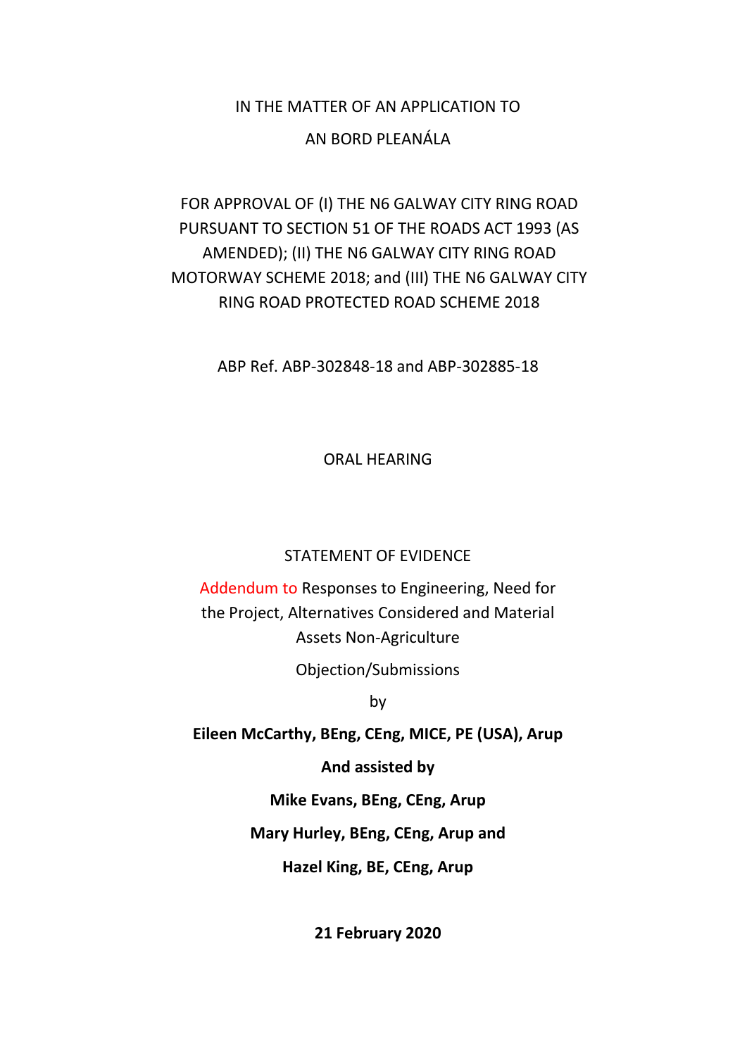IN THE MATTER OF AN APPLICATION TO

AN BORD PLEANÁLA

FOR APPROVAL OF (I) THE N6 GALWAY CITY RING ROAD PURSUANT TO SECTION 51 OF THE ROADS ACT 1993 (AS AMENDED); (II) THE N6 GALWAY CITY RING ROAD MOTORWAY SCHEME 2018; and (III) THE N6 GALWAY CITY RING ROAD PROTECTED ROAD SCHEME 2018

ABP Ref. ABP-302848-18 and ABP-302885-18

ORAL HEARING

STATEMENT OF EVIDENCE

Addendum to Responses to Engineering, Need for the Project, Alternatives Considered and Material Assets Non-Agriculture

Objection/Submissions

by

**Eileen McCarthy, BEng, CEng, MICE, PE (USA), Arup**

**And assisted by**

**Mike Evans, BEng, CEng, Arup**

**Mary Hurley, BEng, CEng, Arup and**

**Hazel King, BE, CEng, Arup**

**21 February 2020**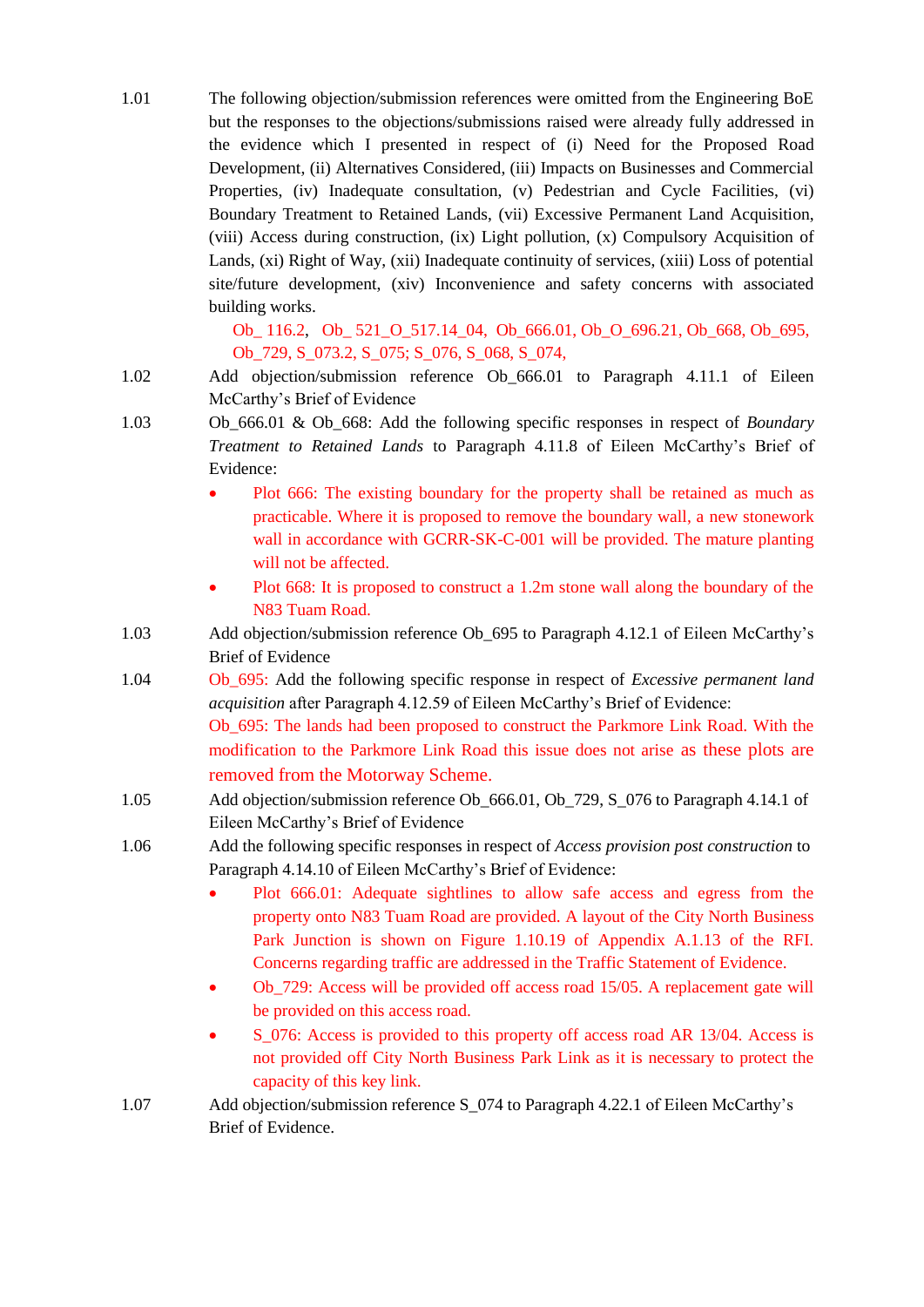1.01 The following objection/submission references were omitted from the Engineering BoE but the responses to the objections/submissions raised were already fully addressed in the evidence which I presented in respect of (i) Need for the Proposed Road Development, (ii) Alternatives Considered, (iii) Impacts on Businesses and Commercial Properties, (iv) Inadequate consultation, (v) Pedestrian and Cycle Facilities, (vi) Boundary Treatment to Retained Lands, (vii) Excessive Permanent Land Acquisition, (viii) Access during construction, (ix) Light pollution, (x) Compulsory Acquisition of Lands, (xi) Right of Way, (xii) Inadequate continuity of services, (xiii) Loss of potential site/future development, (xiv) Inconvenience and safety concerns with associated building works.

Ob_ 116.2, Ob_ 521_O_517.14_04, Ob_666.01, Ob_O_696.21, Ob_668, Ob_695, Ob_729, S_073.2, S_075; S_076, S_068, S_074,

1.02 Add objection/submission reference Ob_666.01 to Paragraph 4.11.1 of Eileen McCarthy's Brief of Evidence

1.03 Ob_666.01 & Ob_668: Add the following specific responses in respect of *Boundary Treatment to Retained Lands* to Paragraph 4.11.8 of Eileen McCarthy's Brief of Evidence:

- Plot 666: The existing boundary for the property shall be retained as much as practicable. Where it is proposed to remove the boundary wall, a new stonework wall in accordance with GCRR-SK-C-001 will be provided. The mature planting will not be affected.
- Plot 668: It is proposed to construct a 1.2m stone wall along the boundary of the N83 Tuam Road.

1.03 Add objection/submission reference Ob_695 to Paragraph 4.12.1 of Eileen McCarthy's Brief of Evidence

1.04 Ob_695: Add the following specific response in respect of *Excessive permanent land acquisition* after Paragraph 4.12.59 of Eileen McCarthy's Brief of Evidence:

Ob_695: The lands had been proposed to construct the Parkmore Link Road. With the modification to the Parkmore Link Road this issue does not arise as these plots are removed from the Motorway Scheme.

1.05 Add objection/submission reference Ob_666.01, Ob_729, S_076 to Paragraph 4.14.1 of Eileen McCarthy's Brief of Evidence

1.06 Add the following specific responses in respect of *Access provision post construction* to Paragraph 4.14.10 of Eileen McCarthy's Brief of Evidence:

- Plot 666.01: Adequate sightlines to allow safe access and egress from the property onto N83 Tuam Road are provided. A layout of the City North Business Park Junction is shown on Figure 1.10.19 of Appendix A.1.13 of the RFI. Concerns regarding traffic are addressed in the Traffic Statement of Evidence.
- Ob_729: Access will be provided off access road 15/05. A replacement gate will be provided on this access road.
- S_076: Access is provided to this property off access road AR 13/04. Access is not provided off City North Business Park Link as it is necessary to protect the capacity of this key link.

1.07 Add objection/submission reference S_074 to Paragraph 4.22.1 of Eileen McCarthy's Brief of Evidence.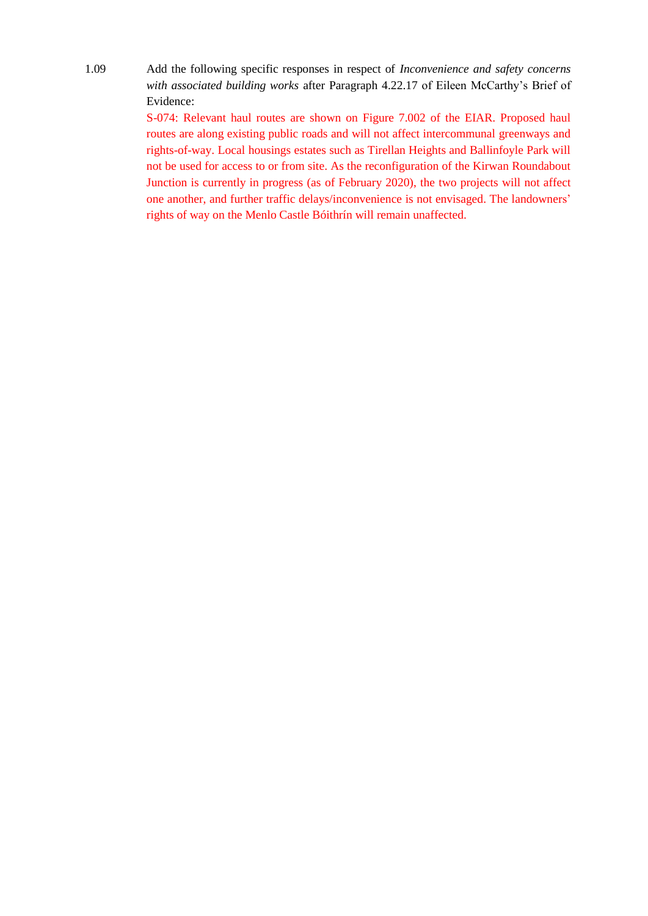1.09 Add the following specific responses in respect of *Inconvenience and safety concerns with associated building works* after Paragraph 4.22.17 of Eileen McCarthy's Brief of Evidence:

S-074: Relevant haul routes are shown on Figure 7.002 of the EIAR. Proposed haul routes are along existing public roads and will not affect intercommunal greenways and rights-of-way. Local housings estates such as Tirellan Heights and Ballinfoyle Park will not be used for access to or from site. As the reconfiguration of the Kirwan Roundabout Junction is currently in progress (as of February 2020), the two projects will not affect one another, and further traffic delays/inconvenience is not envisaged. The landowners' rights of way on the Menlo Castle Bóithrín will remain unaffected.